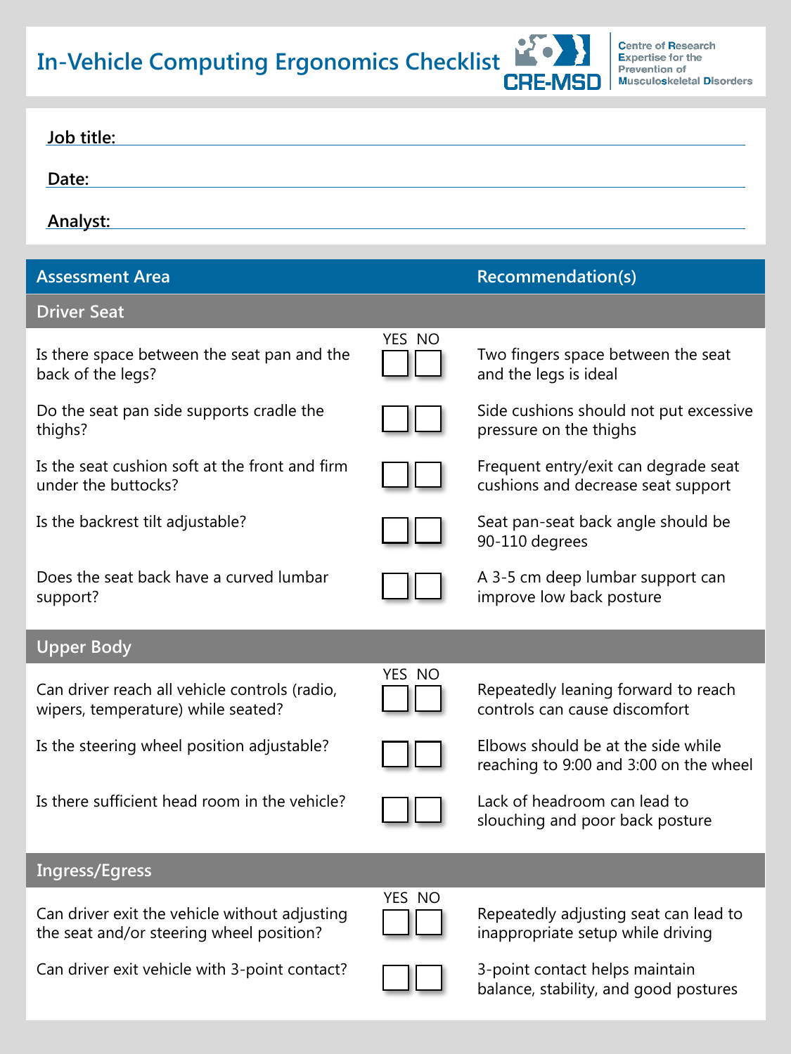# In-Vehicle Computing Ergonomics Checklist

CRE-MSD — Centre of Research Expertise for the Prevention of Musculoskeletal Disorders

**Job title:** ______________________

**Date:** ______________________

**Analyst:** ______________________

| Assessment Area | YES | NO | Recommendation(s) |
|---|---|---|---|
| **Driver Seat** | | | |
| Is there space between the seat pan and the back of the legs? | ☐ | ☐ | Two fingers space between the seat and the legs is ideal |
| Do the seat pan side supports cradle the thighs? | ☐ | ☐ | Side cushions should not put excessive pressure on the thighs |
| Is the seat cushion soft at the front and firm under the buttocks? | ☐ | ☐ | Frequent entry/exit can degrade seat cushions and decrease seat support |
| Is the backrest tilt adjustable? | ☐ | ☐ | Seat pan-seat back angle should be 90-110 degrees |
| Does the seat back have a curved lumbar support? | ☐ | ☐ | A 3-5 cm deep lumbar support can improve low back posture |
| **Upper Body** | | | |
| Can driver reach all vehicle controls (radio, wipers, temperature) while seated? | ☐ | ☐ | Repeatedly leaning forward to reach controls can cause discomfort |
| Is the steering wheel position adjustable? | ☐ | ☐ | Elbows should be at the side while reaching to 9:00 and 3:00 on the wheel |
| Is there sufficient head room in the vehicle? | ☐ | ☐ | Lack of headroom can lead to slouching and poor back posture |
| **Ingress/Egress** | | | |
| Can driver exit the vehicle without adjusting the seat and/or steering wheel position? | ☐ | ☐ | Repeatedly adjusting seat can lead to inappropriate setup while driving |
| Can driver exit vehicle with 3-point contact? | ☐ | ☐ | 3-point contact helps maintain balance, stability, and good postures |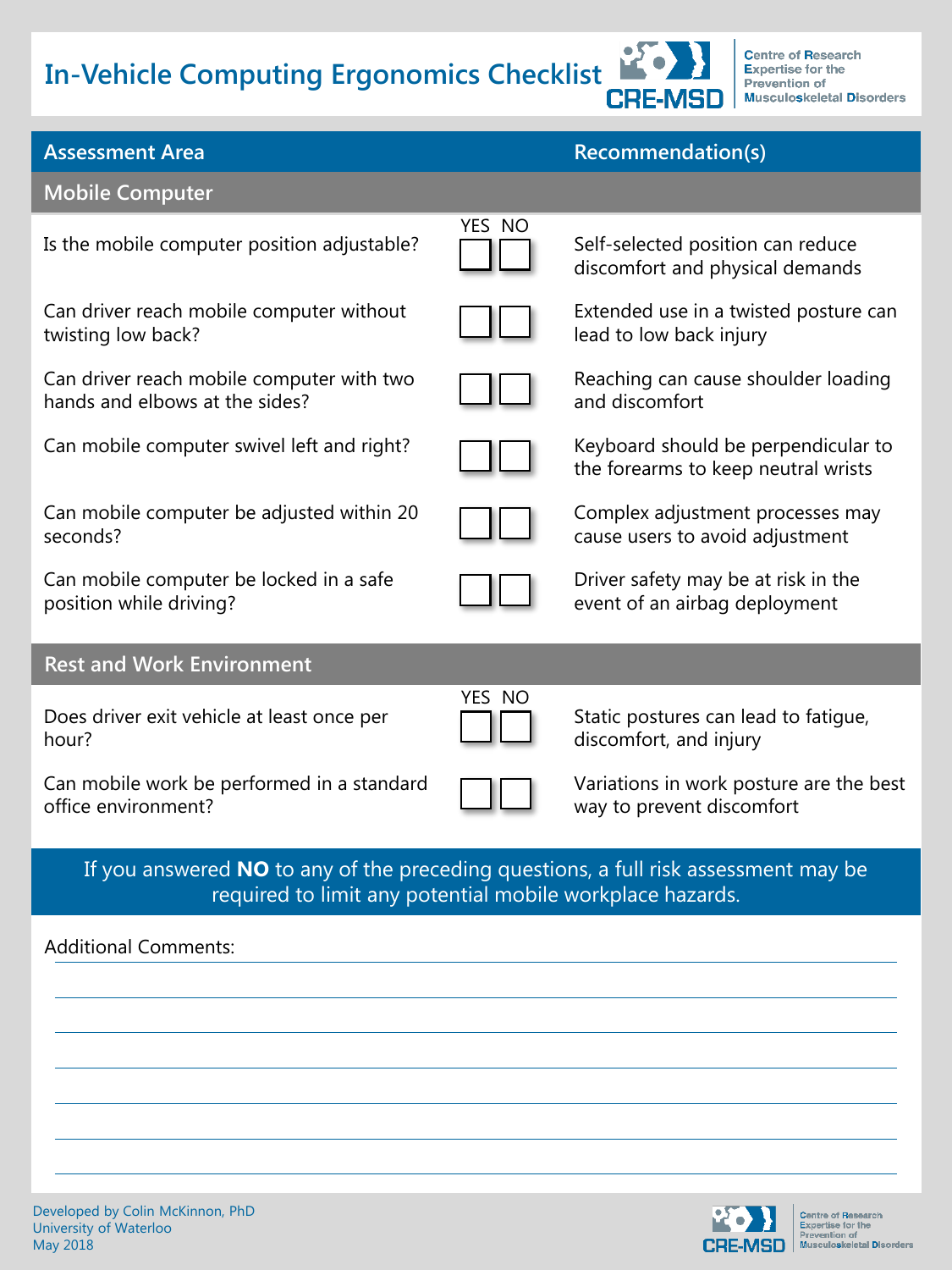# In-Vehicle Computing Ergonomics Checklist

Centre of Research Expertise for the Prevention of Musculoskeletal Disorders (CRE-MSD)

| Assessment Area | YES | NO | Recommendation(s) |
|---|---|---|---|
| **Mobile Computer** | | | |
| Is the mobile computer position adjustable? | ☐ | ☐ | Self-selected position can reduce discomfort and physical demands |
| Can driver reach mobile computer without twisting low back? | ☐ | ☐ | Extended use in a twisted posture can lead to low back injury |
| Can driver reach mobile computer with two hands and elbows at the sides? | ☐ | ☐ | Reaching can cause shoulder loading and discomfort |
| Can mobile computer swivel left and right? | ☐ | ☐ | Keyboard should be perpendicular to the forearms to keep neutral wrists |
| Can mobile computer be adjusted within 20 seconds? | ☐ | ☐ | Complex adjustment processes may cause users to avoid adjustment |
| Can mobile computer be locked in a safe position while driving? | ☐ | ☐ | Driver safety may be at risk in the event of an airbag deployment |
| **Rest and Work Environment** | | | |
| Does driver exit vehicle at least once per hour? | ☐ | ☐ | Static postures can lead to fatigue, discomfort, and injury |
| Can mobile work be performed in a standard office environment? | ☐ | ☐ | Variations in work posture are the best way to prevent discomfort |

If you answered **NO** to any of the preceding questions, a full risk assessment may be required to limit any potential mobile workplace hazards.

Additional Comments:

______________________________________________

______________________________________________

______________________________________________

______________________________________________

______________________________________________

______________________________________________

______________________________________________

Developed by Colin McKinnon, PhD
University of Waterloo
May 2018